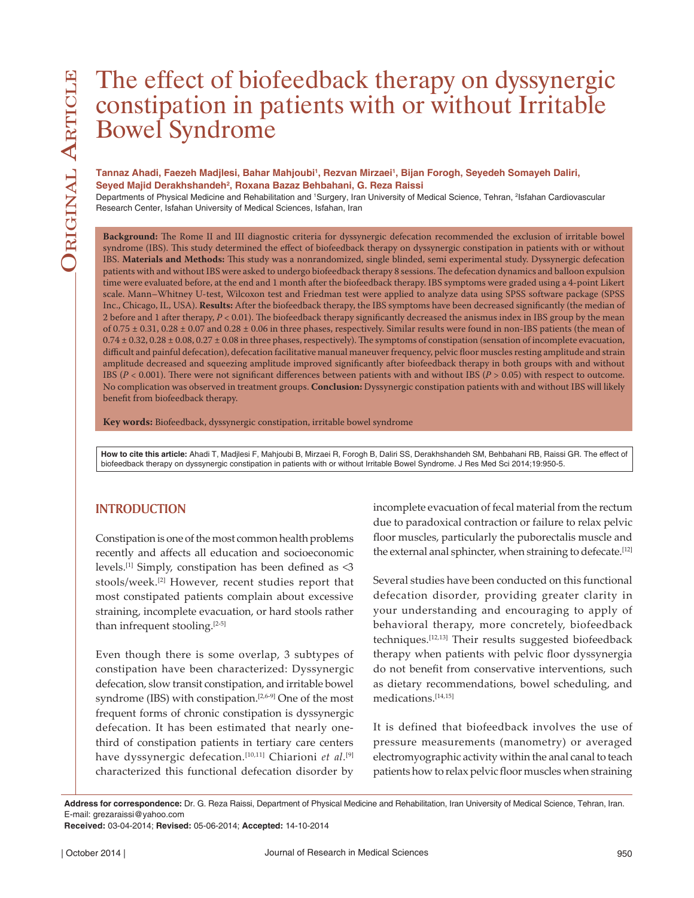# The effect of biofeedback therapy on dyssynergic constipation in patients with or without Irritable Bowel Syndrome

**Tannaz Ahadi, Faezeh Madjlesi, Bahar Mahjoubi[1], Rezvan Mirzaei[1], Bijan Forogh, Seyedeh Somayeh Daliri, Seyed Majid Derakhshandeh[2], Roxana Bazaz Behbahani, G. Reza Raissi**

Departments of Physical Medicine and Rehabilitation and [1]Surgery, Iran University of Medical Science, Tehran, [2]Isfahan Cardiovascular Research Center, Isfahan University of Medical Sciences, Isfahan, Iran

**Background:** The Rome II and III diagnostic criteria for dyssynergic defecation recommended the exclusion of irritable bowel syndrome (IBS). This study determined the effect of biofeedback therapy on dyssynergic constipation in patients with or without IBS. **Materials and Methods:** This study was a nonrandomized, single blinded, semi experimental study. Dyssynergic defecation patients with and without IBS were asked to undergo biofeedback therapy 8 sessions. The defecation dynamics and balloon expulsion time were evaluated before, at the end and 1 month after the biofeedback therapy. IBS symptoms were graded using a 4-point Likert scale. Mann–Whitney U-test, Wilcoxon test and Friedman test were applied to analyze data using SPSS software package (SPSS Inc., Chicago, IL, USA). **Results:** After the biofeedback therapy, the IBS symptoms have been decreased significantly (the median of 2 before and 1 after therapy, $P < 0.01$). The biofeedback therapy significantly decreased the anismus index in IBS group by the mean of $0.75 \pm 0.31$, $0.28 \pm 0.07$ and $0.28 \pm 0.06$ in three phases, respectively. Similar results were found in non-IBS patients (the mean of $0.74 \pm 0.32$, $0.28 \pm 0.08$, $0.27 \pm 0.08$ in three phases, respectively). The symptoms of constipation (sensation of incomplete evacuation, difficult and painful defecation), defecation facilitative manual maneuver frequency, pelvic floor muscles resting amplitude and strain amplitude decreased and squeezing amplitude improved significantly after biofeedback therapy in both groups with and without IBS ($P < 0.001$). There were not significant differences between patients with and without IBS ($P > 0.05$) with respect to outcome. No complication was observed in treatment groups. **Conclusion:** Dyssynergic constipation patients with and without IBS will likely benefit from biofeedback therapy.

**Key words:** Biofeedback, dyssynergic constipation, irritable bowel syndrome

**How to cite this article:** Ahadi T, Madjlesi F, Mahjoubi B, Mirzaei R, Forogh B, Daliri SS, Derakhshandeh SM, Behbahani RB, Raissi GR. The effect of biofeedback therapy on dyssynergic constipation in patients with or without Irritable Bowel Syndrome. J Res Med Sci 2014;19:950-5.

## INTRODUCTION

Constipation is one of the most common health problems recently and affects all education and socioeconomic levels.[1] Simply, constipation has been defined as <3 stools/week.[2] However, recent studies report that most constipated patients complain about excessive straining, incomplete evacuation, or hard stools rather than infrequent stooling.[2-5]

Even though there is some overlap, 3 subtypes of constipation have been characterized: Dyssynergic defecation, slow transit constipation, and irritable bowel syndrome (IBS) with constipation.[2,6-9] One of the most frequent forms of chronic constipation is dyssynergic defecation. It has been estimated that nearly one-third of constipation patients in tertiary care centers have dyssynergic defecation.[10,11] Chiarioni *et al*.[9] characterized this functional defecation disorder by incomplete evacuation of fecal material from the rectum due to paradoxical contraction or failure to relax pelvic floor muscles, particularly the puborectalis muscle and the external anal sphincter, when straining to defecate.[12]

Several studies have been conducted on this functional defecation disorder, providing greater clarity in your understanding and encouraging to apply of behavioral therapy, more concretely, biofeedback techniques.[12,13] Their results suggested biofeedback therapy when patients with pelvic floor dyssynergia do not benefit from conservative interventions, such as dietary recommendations, bowel scheduling, and medications.[14,15]

It is defined that biofeedback involves the use of pressure measurements (manometry) or averaged electromyographic activity within the anal canal to teach patients how to relax pelvic floor muscles when straining

**Address for correspondence:** Dr. G. Reza Raissi, Department of Physical Medicine and Rehabilitation, Iran University of Medical Science, Tehran, Iran. E-mail: grezaraissi@yahoo.com

**Received:** 03-04-2014; **Revised:** 05-06-2014; **Accepted:** 14-10-2014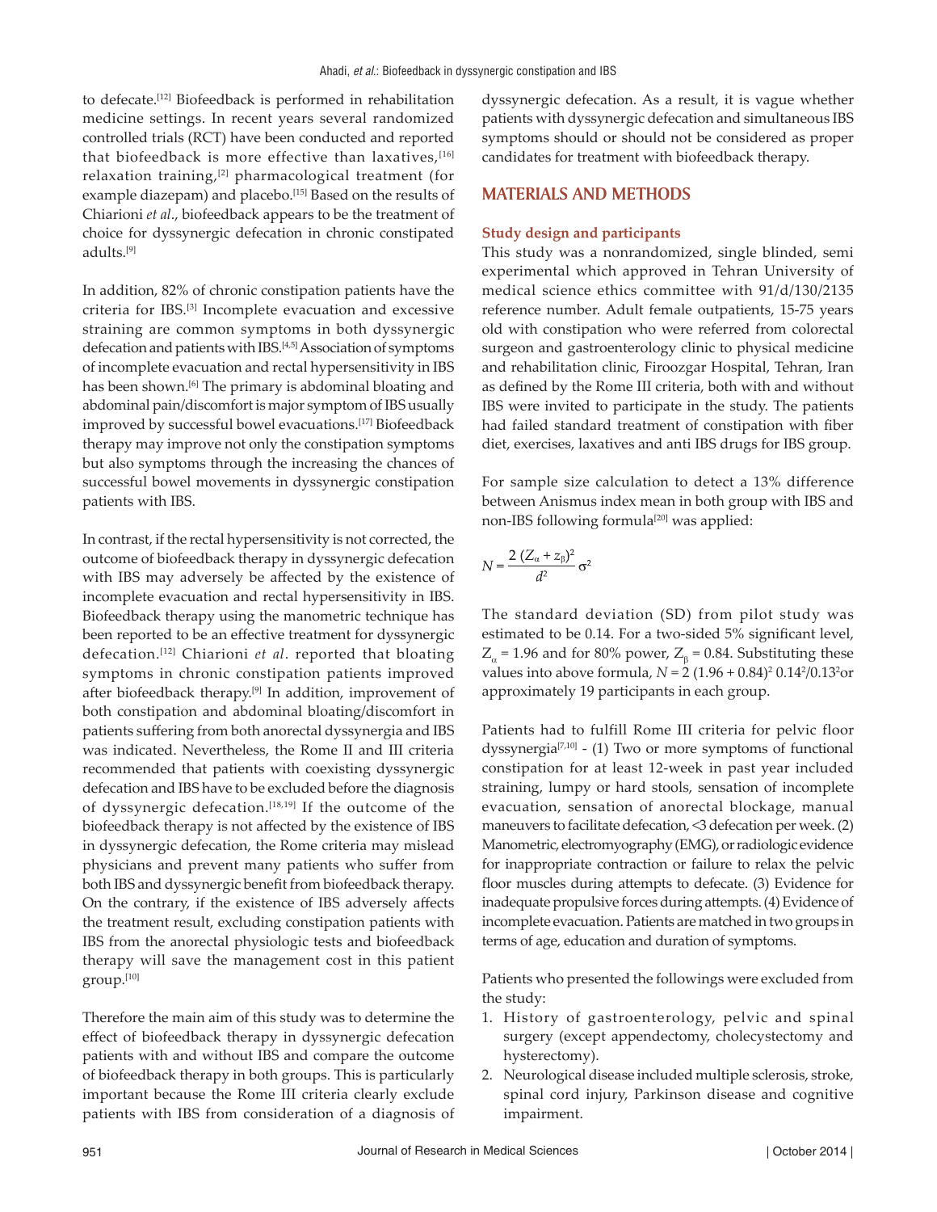to defecate.[12] Biofeedback is performed in rehabilitation medicine settings. In recent years several randomized controlled trials (RCT) have been conducted and reported that biofeedback is more effective than laxatives,[16] relaxation training,[2] pharmacological treatment (for example diazepam) and placebo.[15] Based on the results of Chiarioni *et al*., biofeedback appears to be the treatment of choice for dyssynergic defecation in chronic constipated adults.[9]

In addition, 82% of chronic constipation patients have the criteria for IBS.[3] Incomplete evacuation and excessive straining are common symptoms in both dyssynergic defecation and patients with IBS.[4,5] Association of symptoms of incomplete evacuation and rectal hypersensitivity in IBS has been shown.[6] The primary is abdominal bloating and abdominal pain/discomfort is major symptom of IBS usually improved by successful bowel evacuations.[17] Biofeedback therapy may improve not only the constipation symptoms but also symptoms through the increasing the chances of successful bowel movements in dyssynergic constipation patients with IBS.

In contrast, if the rectal hypersensitivity is not corrected, the outcome of biofeedback therapy in dyssynergic defecation with IBS may adversely be affected by the existence of incomplete evacuation and rectal hypersensitivity in IBS. Biofeedback therapy using the manometric technique has been reported to be an effective treatment for dyssynergic defecation.[12] Chiarioni *et al*. reported that bloating symptoms in chronic constipation patients improved after biofeedback therapy.[9] In addition, improvement of both constipation and abdominal bloating/discomfort in patients suffering from both anorectal dyssynergia and IBS was indicated. Nevertheless, the Rome II and III criteria recommended that patients with coexisting dyssynergic defecation and IBS have to be excluded before the diagnosis of dyssynergic defecation.[18,19] If the outcome of the biofeedback therapy is not affected by the existence of IBS in dyssynergic defecation, the Rome criteria may mislead physicians and prevent many patients who suffer from both IBS and dyssynergic benefit from biofeedback therapy. On the contrary, if the existence of IBS adversely affects the treatment result, excluding constipation patients with IBS from the anorectal physiologic tests and biofeedback therapy will save the management cost in this patient group.[10]

Therefore the main aim of this study was to determine the effect of biofeedback therapy in dyssynergic defecation patients with and without IBS and compare the outcome of biofeedback therapy in both groups. This is particularly important because the Rome III criteria clearly exclude patients with IBS from consideration of a diagnosis of dyssynergic defecation. As a result, it is vague whether patients with dyssynergic defecation and simultaneous IBS symptoms should or should not be considered as proper candidates for treatment with biofeedback therapy.

## MATERIALS AND METHODS

### Study design and participants

This study was a nonrandomized, single blinded, semi experimental which approved in Tehran University of medical science ethics committee with 91/d/130/2135 reference number. Adult female outpatients, 15-75 years old with constipation who were referred from colorectal surgeon and gastroenterology clinic to physical medicine and rehabilitation clinic, Firoozgar Hospital, Tehran, Iran as defined by the Rome III criteria, both with and without IBS were invited to participate in the study. The patients had failed standard treatment of constipation with fiber diet, exercises, laxatives and anti IBS drugs for IBS group.

For sample size calculation to detect a 13% difference between Anismus index mean in both group with IBS and non-IBS following formula[20] was applied:

$$N = \frac{2\,(Z_{\alpha} + z_{\beta})^2}{d^2}\,\sigma^2$$

The standard deviation (SD) from pilot study was estimated to be 0.14. For a two-sided 5% significant level, $Z_{\alpha} = 1.96$ and for 80% power, $Z_{\beta} = 0.84$. Substituting these values into above formula, $N = 2\,(1.96 + 0.84)^2\, 0.14^2/0.13^2$ or approximately 19 participants in each group.

Patients had to fulfill Rome III criteria for pelvic floor dyssynergia[7,10] - (1) Two or more symptoms of functional constipation for at least 12-week in past year included straining, lumpy or hard stools, sensation of incomplete evacuation, sensation of anorectal blockage, manual maneuvers to facilitate defecation, <3 defecation per week. (2) Manometric, electromyography (EMG), or radiologic evidence for inappropriate contraction or failure to relax the pelvic floor muscles during attempts to defecate. (3) Evidence for inadequate propulsive forces during attempts. (4) Evidence of incomplete evacuation. Patients are matched in two groups in terms of age, education and duration of symptoms.

Patients who presented the followings were excluded from the study:

1. History of gastroenterology, pelvic and spinal surgery (except appendectomy, cholecystectomy and hysterectomy).
2. Neurological disease included multiple sclerosis, stroke, spinal cord injury, Parkinson disease and cognitive impairment.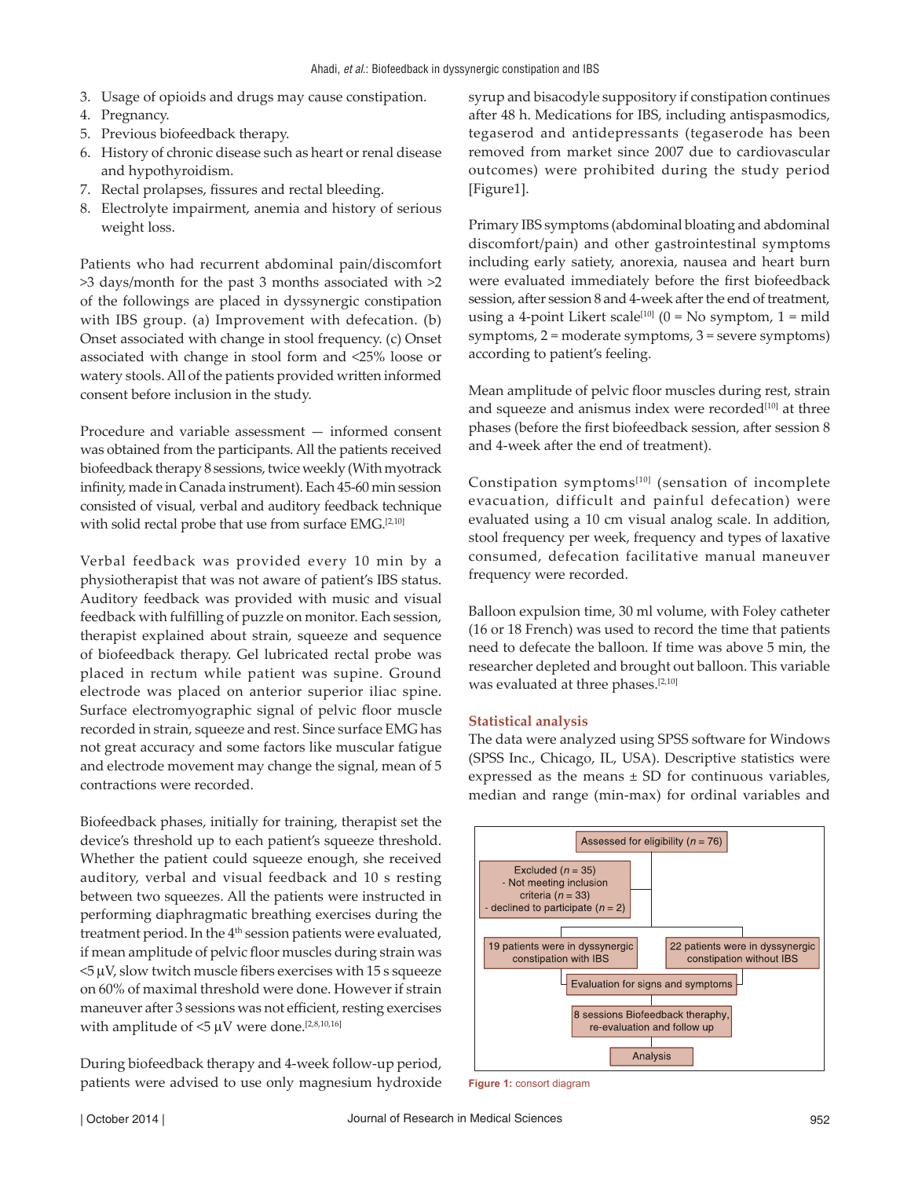3. Usage of opioids and drugs may cause constipation.
4. Pregnancy.
5. Previous biofeedback therapy.
6. History of chronic disease such as heart or renal disease and hypothyroidism.
7. Rectal prolapses, fissures and rectal bleeding.
8. Electrolyte impairment, anemia and history of serious weight loss.

Patients who had recurrent abdominal pain/discomfort >3 days/month for the past 3 months associated with >2 of the followings are placed in dyssynergic constipation with IBS group. (a) Improvement with defecation. (b) Onset associated with change in stool frequency. (c) Onset associated with change in stool form and <25% loose or watery stools. All of the patients provided written informed consent before inclusion in the study.

Procedure and variable assessment — informed consent was obtained from the participants. All the patients received biofeedback therapy 8 sessions, twice weekly (With myotrack infinity, made in Canada instrument). Each 45-60 min session consisted of visual, verbal and auditory feedback technique with solid rectal probe that use from surface EMG.[2,10]

Verbal feedback was provided every 10 min by a physiotherapist that was not aware of patient's IBS status. Auditory feedback was provided with music and visual feedback with fulfilling of puzzle on monitor. Each session, therapist explained about strain, squeeze and sequence of biofeedback therapy. Gel lubricated rectal probe was placed in rectum while patient was supine. Ground electrode was placed on anterior superior iliac spine. Surface electromyographic signal of pelvic floor muscle recorded in strain, squeeze and rest. Since surface EMG has not great accuracy and some factors like muscular fatigue and electrode movement may change the signal, mean of 5 contractions were recorded.

Biofeedback phases, initially for training, therapist set the device's threshold up to each patient's squeeze threshold. Whether the patient could squeeze enough, she received auditory, verbal and visual feedback and 10 s resting between two squeezes. All the patients were instructed in performing diaphragmatic breathing exercises during the treatment period. In the 4th session patients were evaluated, if mean amplitude of pelvic floor muscles during strain was <5 μV, slow twitch muscle fibers exercises with 15 s squeeze on 60% of maximal threshold were done. However if strain maneuver after 3 sessions was not efficient, resting exercises with amplitude of <5 μV were done.[2,8,10,16]

During biofeedback therapy and 4-week follow-up period, patients were advised to use only magnesium hydroxide syrup and bisacodyle suppository if constipation continues after 48 h. Medications for IBS, including antispasmodics, tegaserod and antidepressants (tegaserode has been removed from market since 2007 due to cardiovascular outcomes) were prohibited during the study period [Figure1].

Primary IBS symptoms (abdominal bloating and abdominal discomfort/pain) and other gastrointestinal symptoms including early satiety, anorexia, nausea and heart burn were evaluated immediately before the first biofeedback session, after session 8 and 4-week after the end of treatment, using a 4-point Likert scale[10] (0 = No symptom, 1 = mild symptoms, 2 = moderate symptoms, 3 = severe symptoms) according to patient's feeling.

Mean amplitude of pelvic floor muscles during rest, strain and squeeze and anismus index were recorded[10] at three phases (before the first biofeedback session, after session 8 and 4-week after the end of treatment).

Constipation symptoms[10] (sensation of incomplete evacuation, difficult and painful defecation) were evaluated using a 10 cm visual analog scale. In addition, stool frequency per week, frequency and types of laxative consumed, defecation facilitative manual maneuver frequency were recorded.

Balloon expulsion time, 30 ml volume, with Foley catheter (16 or 18 French) was used to record the time that patients need to defecate the balloon. If time was above 5 min, the researcher depleted and brought out balloon. This variable was evaluated at three phases.[2,10]

## Statistical analysis

The data were analyzed using SPSS software for Windows (SPSS Inc., Chicago, IL, USA). Descriptive statistics were expressed as the means ± SD for continuous variables, median and range (min-max) for ordinal variables and

Assessed for eligibility ($n = 76$)

Excluded ($n = 35$)
- Not meeting inclusion criteria ($n = 33$)
- declined to participate ($n = 2$)

19 patients were in dyssynergic constipation with IBS | 22 patients were in dyssynergic constipation without IBS

Evaluation for signs and symptoms

8 sessions Biofeedback theraphy, re-evaluation and follow up

Analysis

Figure 1: consort diagram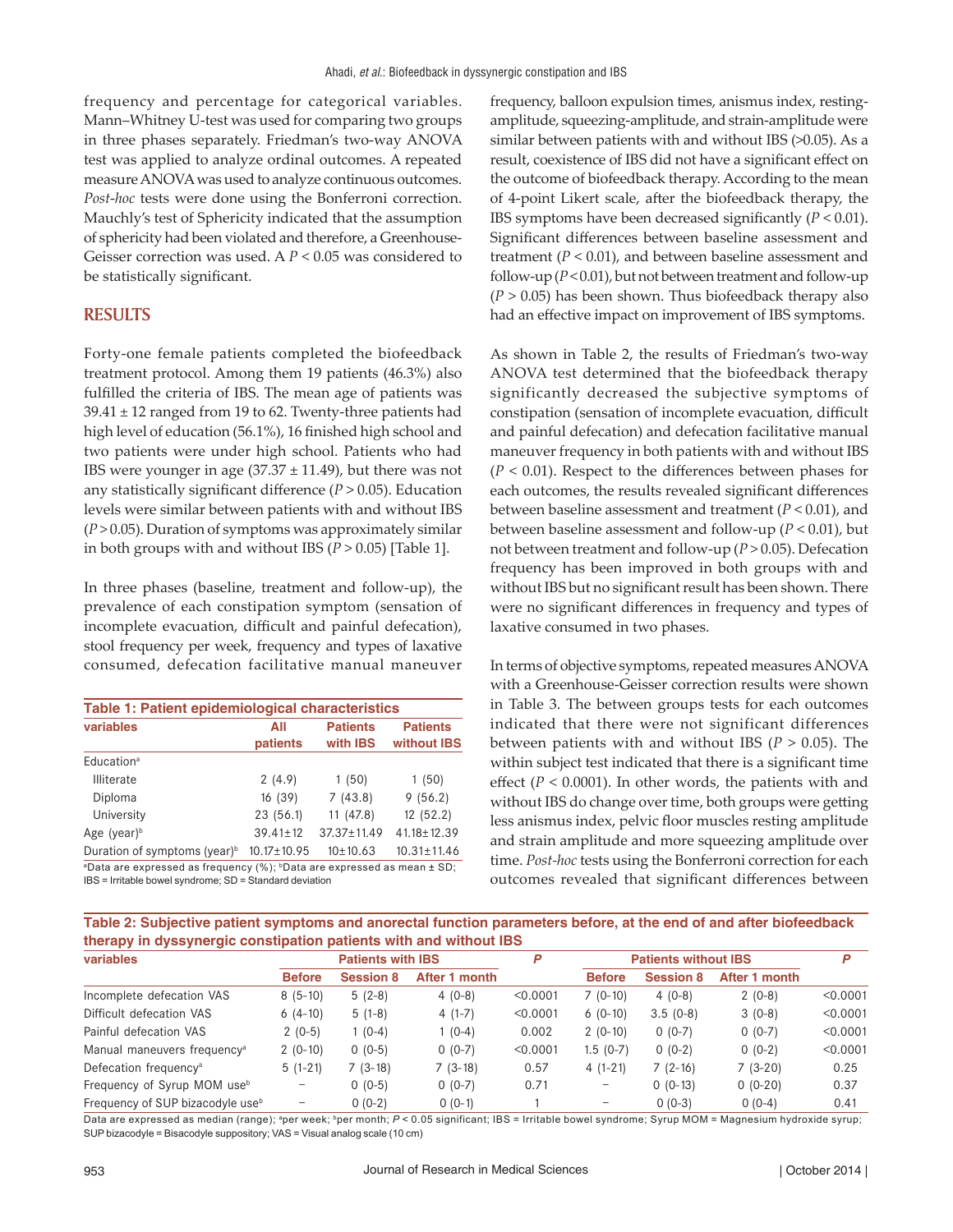frequency and percentage for categorical variables. Mann–Whitney U-test was used for comparing two groups in three phases separately. Friedman's two-way ANOVA test was applied to analyze ordinal outcomes. A repeated measure ANOVA was used to analyze continuous outcomes. *Post-hoc* tests were done using the Bonferroni correction. Mauchly's test of Sphericity indicated that the assumption of sphericity had been violated and therefore, a Greenhouse-Geisser correction was used. A $P < 0.05$ was considered to be statistically significant.

## RESULTS

Forty-one female patients completed the biofeedback treatment protocol. Among them 19 patients (46.3%) also fulfilled the criteria of IBS. The mean age of patients was 39.41 ± 12 ranged from 19 to 62. Twenty-three patients had high level of education (56.1%), 16 finished high school and two patients were under high school. Patients who had IBS were younger in age (37.37 ± 11.49), but there was not any statistically significant difference ($P > 0.05$). Education levels were similar between patients with and without IBS ($P > 0.05$). Duration of symptoms was approximately similar in both groups with and without IBS ($P > 0.05$) [Table 1].

In three phases (baseline, treatment and follow-up), the prevalence of each constipation symptom (sensation of incomplete evacuation, difficult and painful defecation), stool frequency per week, frequency and types of laxative consumed, defecation facilitative manual maneuver frequency, balloon expulsion times, anismus index, resting-amplitude, squeezing-amplitude, and strain-amplitude were similar between patients with and without IBS (>0.05). As a result, coexistence of IBS did not have a significant effect on the outcome of biofeedback therapy. According to the mean of 4-point Likert scale, after the biofeedback therapy, the IBS symptoms have been decreased significantly ($P < 0.01$). Significant differences between baseline assessment and treatment ($P < 0.01$), and between baseline assessment and follow-up ($P < 0.01$), but not between treatment and follow-up ($P > 0.05$) has been shown. Thus biofeedback therapy also had an effective impact on improvement of IBS symptoms.

**Table 1: Patient epidemiological characteristics**

| variables | All patients | Patients with IBS | Patients without IBS |
|---|---|---|---|
| Education[a] | | | |
| Illiterate | 2 (4.9) | 1 (50) | 1 (50) |
| Diploma | 16 (39) | 7 (43.8) | 9 (56.2) |
| University | 23 (56.1) | 11 (47.8) | 12 (52.2) |
| Age (year)[b] | 39.41±12 | 37.37±11.49 | 41.18±12.39 |
| Duration of symptoms (year)[b] | 10.17±10.95 | 10±10.63 | 10.31±11.46 |

[a]Data are expressed as frequency (%); [b]Data are expressed as mean ± SD; IBS = Irritable bowel syndrome; SD = Standard deviation

As shown in Table 2, the results of Friedman's two-way ANOVA test determined that the biofeedback therapy significantly decreased the subjective symptoms of constipation (sensation of incomplete evacuation, difficult and painful defecation) and defecation facilitative manual maneuver frequency in both patients with and without IBS ($P < 0.01$). Respect to the differences between phases for each outcomes, the results revealed significant differences between baseline assessment and treatment ($P < 0.01$), and between baseline assessment and follow-up ($P < 0.01$), but not between treatment and follow-up ($P > 0.05$). Defecation frequency has been improved in both groups with and without IBS but no significant result has been shown. There were no significant differences in frequency and types of laxative consumed in two phases.

In terms of objective symptoms, repeated measures ANOVA with a Greenhouse-Geisser correction results were shown in Table 3. The between groups tests for each outcomes indicated that there were not significant differences between patients with and without IBS ($P > 0.05$). The within subject test indicated that there is a significant time effect ($P < 0.0001$). In other words, the patients with and without IBS do change over time, both groups were getting less anismus index, pelvic floor muscles resting amplitude and strain amplitude and more squeezing amplitude over time. *Post-hoc* tests using the Bonferroni correction for each outcomes revealed that significant differences between

**Table 2: Subjective patient symptoms and anorectal function parameters before, at the end of and after biofeedback therapy in dyssynergic constipation patients with and without IBS**

| variables | Patients with IBS | | | P | Patients without IBS | | | P |
|---|---|---|---|---|---|---|---|---|
| | Before | Session 8 | After 1 month | | Before | Session 8 | After 1 month | |
| Incomplete defecation VAS | 8 (5-10) | 5 (2-8) | 4 (0-8) | <0.0001 | 7 (0-10) | 4 (0-8) | 2 (0-8) | <0.0001 |
| Difficult defecation VAS | 6 (4-10) | 5 (1-8) | 4 (1-7) | <0.0001 | 6 (0-10) | 3.5 (0-8) | 3 (0-8) | <0.0001 |
| Painful defecation VAS | 2 (0-5) | 1 (0-4) | 1 (0-4) | 0.002 | 2 (0-10) | 0 (0-7) | 0 (0-7) | <0.0001 |
| Manual maneuvers frequency[a] | 2 (0-10) | 0 (0-5) | 0 (0-7) | <0.0001 | 1.5 (0-7) | 0 (0-2) | 0 (0-2) | <0.0001 |
| Defecation frequency[a] | 5 (1-21) | 7 (3-18) | 7 (3-18) | 0.57 | 4 (1-21) | 7 (2-16) | 7 (3-20) | 0.25 |
| Frequency of Syrup MOM use[b] | – | 0 (0-5) | 0 (0-7) | 0.71 | – | 0 (0-13) | 0 (0-20) | 0.37 |
| Frequency of SUP bizacodyle use[b] | – | 0 (0-2) | 0 (0-1) | 1 | – | 0 (0-3) | 0 (0-4) | 0.41 |

Data are expressed as median (range); [a]per week; [b]per month; $P < 0.05$ significant; IBS = Irritable bowel syndrome; Syrup MOM = Magnesium hydroxide syrup; SUP bizacodyle = Bisacodyle suppository; VAS = Visual analog scale (10 cm)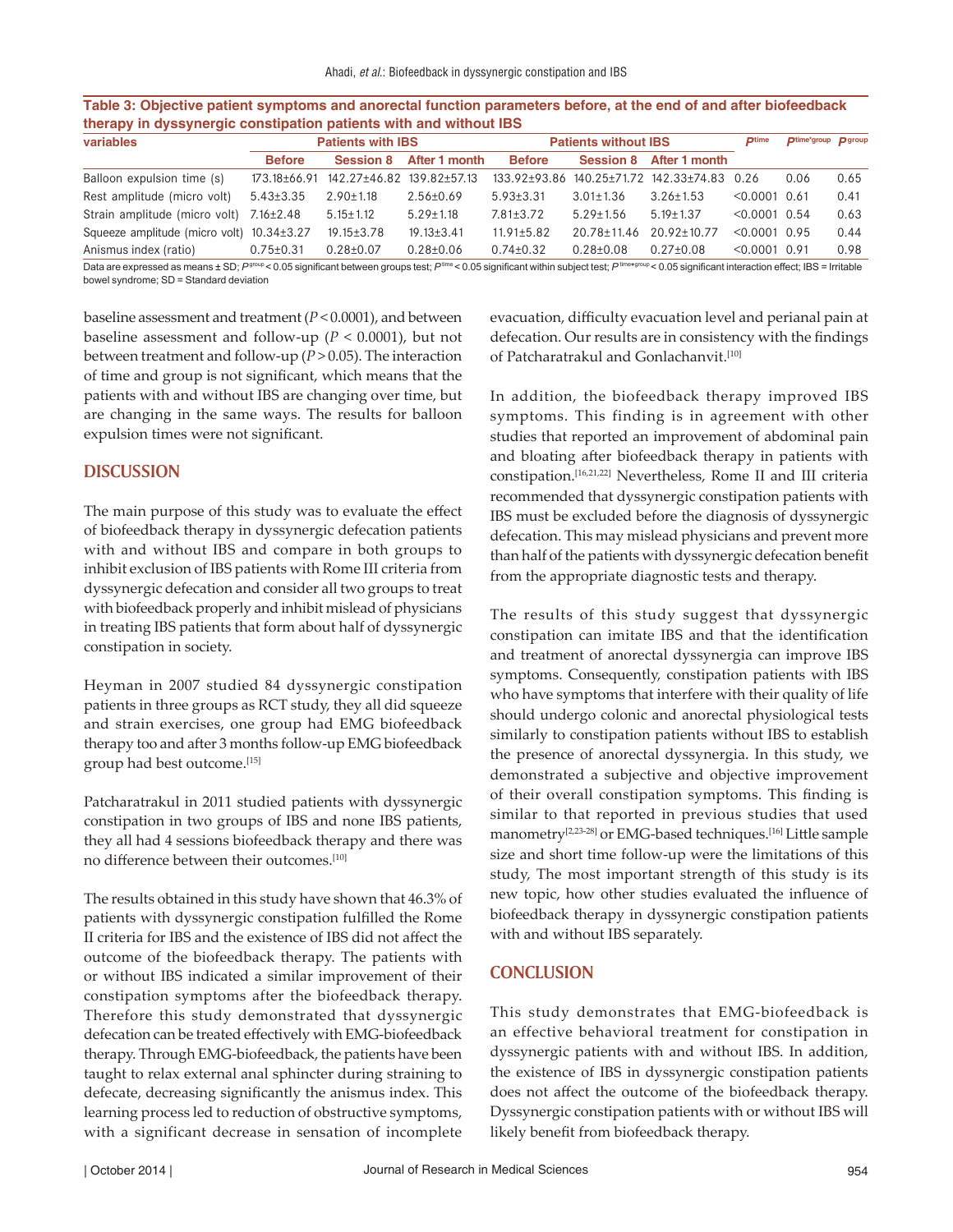**Table 3: Objective patient symptoms and anorectal function parameters before, at the end of and after biofeedback therapy in dyssynergic constipation patients with and without IBS**

| variables | Patients with IBS | | | Patients without IBS | | | $P^{time}$ | $P^{time*group}$ | $P^{group}$ |
|---|---|---|---|---|---|---|---|---|---|
| | Before | Session 8 | After 1 month | Before | Session 8 | After 1 month | | | |
| Balloon expulsion time (s) | 173.18±66.91 | 142.27±46.82 | 139.82±57.13 | 133.92±93.86 | 140.25±71.72 | 142.33±74.83 | 0.26 | 0.06 | 0.65 |
| Rest amplitude (micro volt) | 5.43±3.35 | 2.90±1.18 | 2.56±0.69 | 5.93±3.31 | 3.01±1.36 | 3.26±1.53 | <0.0001 | 0.61 | 0.41 |
| Strain amplitude (micro volt) | 7.16±2.48 | 5.15±1.12 | 5.29±1.18 | 7.81±3.72 | 5.29±1.56 | 5.19±1.37 | <0.0001 | 0.54 | 0.63 |
| Squeeze amplitude (micro volt) | 10.34±3.27 | 19.15±3.78 | 19.13±3.41 | 11.91±5.82 | 20.78±11.46 | 20.92±10.77 | <0.0001 | 0.95 | 0.44 |
| Anismus index (ratio) | 0.75±0.31 | 0.28±0.07 | 0.28±0.06 | 0.74±0.32 | 0.28±0.08 | 0.27±0.08 | <0.0001 | 0.91 | 0.98 |

Data are expressed as means ± SD; $P^{group}$ < 0.05 significant between groups test; $P^{time}$ < 0.05 significant within subject test; $P^{time*group}$ < 0.05 significant interaction effect; IBS = Irritable bowel syndrome; SD = Standard deviation

baseline assessment and treatment ($P < 0.0001$), and between baseline assessment and follow-up ($P < 0.0001$), but not between treatment and follow-up ($P > 0.05$). The interaction of time and group is not significant, which means that the patients with and without IBS are changing over time, but are changing in the same ways. The results for balloon expulsion times were not significant.

## DISCUSSION

The main purpose of this study was to evaluate the effect of biofeedback therapy in dyssynergic defecation patients with and without IBS and compare in both groups to inhibit exclusion of IBS patients with Rome III criteria from dyssynergic defecation and consider all two groups to treat with biofeedback properly and inhibit mislead of physicians in treating IBS patients that form about half of dyssynergic constipation in society.

Heyman in 2007 studied 84 dyssynergic constipation patients in three groups as RCT study, they all did squeeze and strain exercises, one group had EMG biofeedback therapy too and after 3 months follow-up EMG biofeedback group had best outcome.[15]

Patcharatrakul in 2011 studied patients with dyssynergic constipation in two groups of IBS and none IBS patients, they all had 4 sessions biofeedback therapy and there was no difference between their outcomes.[10]

The results obtained in this study have shown that 46.3% of patients with dyssynergic constipation fulfilled the Rome II criteria for IBS and the existence of IBS did not affect the outcome of the biofeedback therapy. The patients with or without IBS indicated a similar improvement of their constipation symptoms after the biofeedback therapy. Therefore this study demonstrated that dyssynergic defecation can be treated effectively with EMG-biofeedback therapy. Through EMG-biofeedback, the patients have been taught to relax external anal sphincter during straining to defecate, decreasing significantly the anismus index. This learning process led to reduction of obstructive symptoms, with a significant decrease in sensation of incomplete evacuation, difficulty evacuation level and perianal pain at defecation. Our results are in consistency with the findings of Patcharatrakul and Gonlachanvit.[10]

In addition, the biofeedback therapy improved IBS symptoms. This finding is in agreement with other studies that reported an improvement of abdominal pain and bloating after biofeedback therapy in patients with constipation.[16,21,22] Nevertheless, Rome II and III criteria recommended that dyssynergic constipation patients with IBS must be excluded before the diagnosis of dyssynergic defecation. This may mislead physicians and prevent more than half of the patients with dyssynergic defecation benefit from the appropriate diagnostic tests and therapy.

The results of this study suggest that dyssynergic constipation can imitate IBS and that the identification and treatment of anorectal dyssynergia can improve IBS symptoms. Consequently, constipation patients with IBS who have symptoms that interfere with their quality of life should undergo colonic and anorectal physiological tests similarly to constipation patients without IBS to establish the presence of anorectal dyssynergia. In this study, we demonstrated a subjective and objective improvement of their overall constipation symptoms. This finding is similar to that reported in previous studies that used manometry[2,23-28] or EMG-based techniques.[16] Little sample size and short time follow-up were the limitations of this study, The most important strength of this study is its new topic, how other studies evaluated the influence of biofeedback therapy in dyssynergic constipation patients with and without IBS separately.

## CONCLUSION

This study demonstrates that EMG-biofeedback is an effective behavioral treatment for constipation in dyssynergic patients with and without IBS. In addition, the existence of IBS in dyssynergic constipation patients does not affect the outcome of the biofeedback therapy. Dyssynergic constipation patients with or without IBS will likely benefit from biofeedback therapy.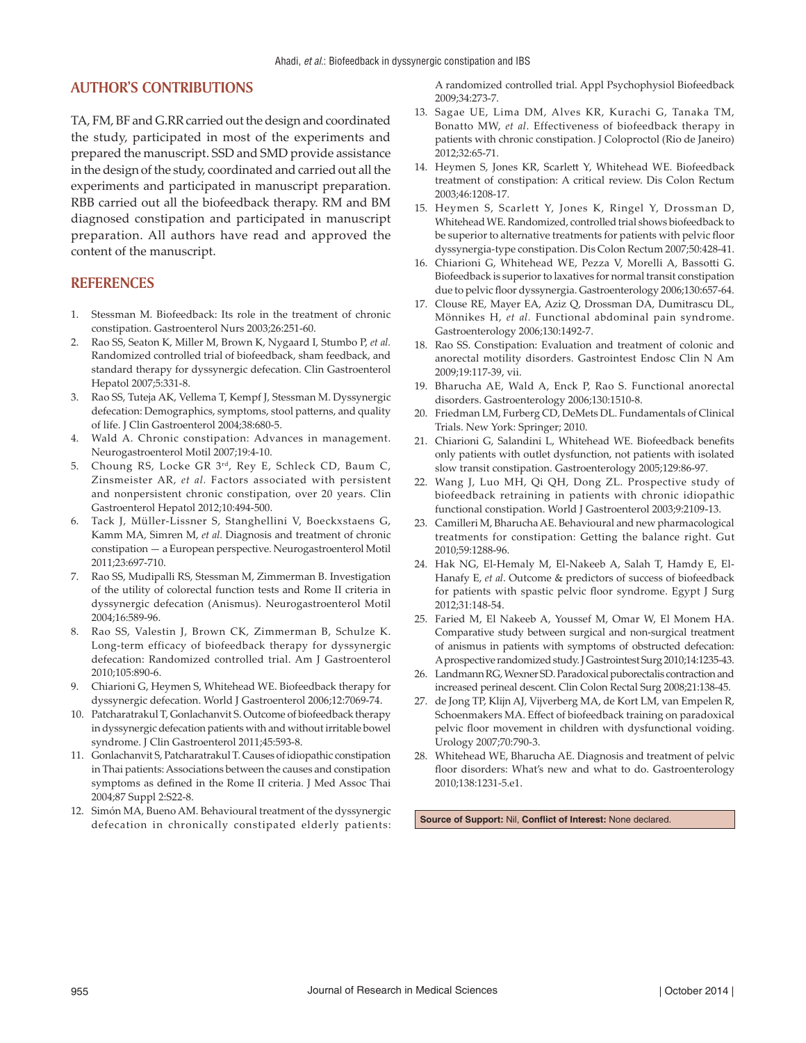## AUTHOR'S CONTRIBUTIONS

TA, FM, BF and G.RR carried out the design and coordinated the study, participated in most of the experiments and prepared the manuscript. SSD and SMD provide assistance in the design of the study, coordinated and carried out all the experiments and participated in manuscript preparation. RBB carried out all the biofeedback therapy. RM and BM diagnosed constipation and participated in manuscript preparation. All authors have read and approved the content of the manuscript.

## REFERENCES

1. Stessman M. Biofeedback: Its role in the treatment of chronic constipation. Gastroenterol Nurs 2003;26:251-60.
2. Rao SS, Seaton K, Miller M, Brown K, Nygaard I, Stumbo P, *et al.* Randomized controlled trial of biofeedback, sham feedback, and standard therapy for dyssynergic defecation. Clin Gastroenterol Hepatol 2007;5:331-8.
3. Rao SS, Tuteja AK, Vellema T, Kempf J, Stessman M. Dyssynergic defecation: Demographics, symptoms, stool patterns, and quality of life. J Clin Gastroenterol 2004;38:680-5.
4. Wald A. Chronic constipation: Advances in management. Neurogastroenterol Motil 2007;19:4-10.
5. Choung RS, Locke GR 3rd, Rey E, Schleck CD, Baum C, Zinsmeister AR, *et al.* Factors associated with persistent and nonpersistent chronic constipation, over 20 years. Clin Gastroenterol Hepatol 2012;10:494-500.
6. Tack J, Müller-Lissner S, Stanghellini V, Boeckxstaens G, Kamm MA, Simren M, *et al.* Diagnosis and treatment of chronic constipation — a European perspective. Neurogastroenterol Motil 2011;23:697-710.
7. Rao SS, Mudipalli RS, Stessman M, Zimmerman B. Investigation of the utility of colorectal function tests and Rome II criteria in dyssynergic defecation (Anismus). Neurogastroenterol Motil 2004;16:589-96.
8. Rao SS, Valestin J, Brown CK, Zimmerman B, Schulze K. Long-term efficacy of biofeedback therapy for dyssynergic defecation: Randomized controlled trial. Am J Gastroenterol 2010;105:890-6.
9. Chiarioni G, Heymen S, Whitehead WE. Biofeedback therapy for dyssynergic defecation. World J Gastroenterol 2006;12:7069-74.
10. Patcharatrakul T, Gonlachanvit S. Outcome of biofeedback therapy in dyssynergic defecation patients with and without irritable bowel syndrome. J Clin Gastroenterol 2011;45:593-8.
11. Gonlachanvit S, Patcharatrakul T. Causes of idiopathic constipation in Thai patients: Associations between the causes and constipation symptoms as defined in the Rome II criteria. J Med Assoc Thai 2004;87 Suppl 2:S22-8.
12. Simón MA, Bueno AM. Behavioural treatment of the dyssynergic defecation in chronically constipated elderly patients: A randomized controlled trial. Appl Psychophysiol Biofeedback 2009;34:273-7.
13. Sagae UE, Lima DM, Alves KR, Kurachi G, Tanaka TM, Bonatto MW, *et al*. Effectiveness of biofeedback therapy in patients with chronic constipation. J Coloproctol (Rio de Janeiro) 2012;32:65-71.
14. Heymen S, Jones KR, Scarlett Y, Whitehead WE. Biofeedback treatment of constipation: A critical review. Dis Colon Rectum 2003;46:1208-17.
15. Heymen S, Scarlett Y, Jones K, Ringel Y, Drossman D, Whitehead WE. Randomized, controlled trial shows biofeedback to be superior to alternative treatments for patients with pelvic floor dyssynergia-type constipation. Dis Colon Rectum 2007;50:428-41.
16. Chiarioni G, Whitehead WE, Pezza V, Morelli A, Bassotti G. Biofeedback is superior to laxatives for normal transit constipation due to pelvic floor dyssynergia. Gastroenterology 2006;130:657-64.
17. Clouse RE, Mayer EA, Aziz Q, Drossman DA, Dumitrascu DL, Mönnikes H, *et al.* Functional abdominal pain syndrome. Gastroenterology 2006;130:1492-7.
18. Rao SS. Constipation: Evaluation and treatment of colonic and anorectal motility disorders. Gastrointest Endosc Clin N Am 2009;19:117-39, vii.
19. Bharucha AE, Wald A, Enck P, Rao S. Functional anorectal disorders. Gastroenterology 2006;130:1510-8.
20. Friedman LM, Furberg CD, DeMets DL. Fundamentals of Clinical Trials. New York: Springer; 2010.
21. Chiarioni G, Salandini L, Whitehead WE. Biofeedback benefits only patients with outlet dysfunction, not patients with isolated slow transit constipation. Gastroenterology 2005;129:86-97.
22. Wang J, Luo MH, Qi QH, Dong ZL. Prospective study of biofeedback retraining in patients with chronic idiopathic functional constipation. World J Gastroenterol 2003;9:2109-13.
23. Camilleri M, Bharucha AE. Behavioural and new pharmacological treatments for constipation: Getting the balance right. Gut 2010;59:1288-96.
24. Hak NG, El-Hemaly M, El-Nakeeb A, Salah T, Hamdy E, El-Hanafy E, *et al*. Outcome & predictors of success of biofeedback for patients with spastic pelvic floor syndrome. Egypt J Surg 2012;31:148-54.
25. Faried M, El Nakeeb A, Youssef M, Omar W, El Monem HA. Comparative study between surgical and non-surgical treatment of anismus in patients with symptoms of obstructed defecation: A prospective randomized study. J Gastrointest Surg 2010;14:1235-43.
26. Landmann RG, Wexner SD. Paradoxical puborectalis contraction and increased perineal descent. Clin Colon Rectal Surg 2008;21:138-45.
27. de Jong TP, Klijn AJ, Vijverberg MA, de Kort LM, van Empelen R, Schoenmakers MA. Effect of biofeedback training on paradoxical pelvic floor movement in children with dysfunctional voiding. Urology 2007;70:790-3.
28. Whitehead WE, Bharucha AE. Diagnosis and treatment of pelvic floor disorders: What's new and what to do. Gastroenterology 2010;138:1231-5.e1.

**Source of Support:** Nil, **Conflict of Interest:** None declared.